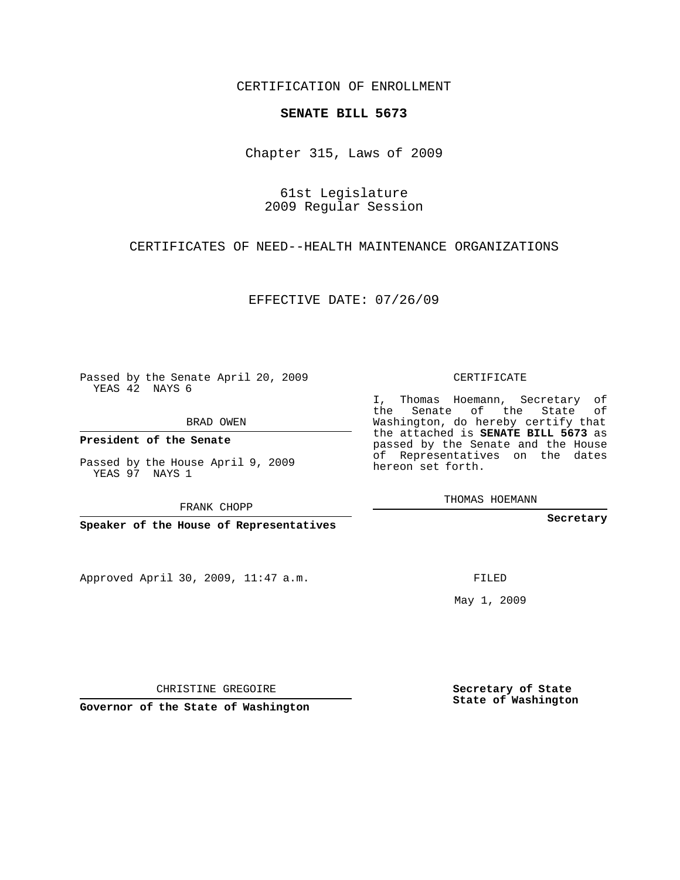CERTIFICATION OF ENROLLMENT

**SENATE BILL 5673**

Chapter 315, Laws of 2009

61st Legislature
2009 Regular Session

CERTIFICATES OF NEED--HEALTH MAINTENANCE ORGANIZATIONS

EFFECTIVE DATE: 07/26/09

Passed by the Senate April 20, 2009
YEAS 42 NAYS 6

BRAD OWEN

**President of the Senate**

Passed by the House April 9, 2009
YEAS 97 NAYS 1

FRANK CHOPP

**Speaker of the House of Representatives**

CERTIFICATE

I, Thomas Hoemann, Secretary of the Senate of the State of Washington, do hereby certify that the attached is **SENATE BILL 5673** as passed by the Senate and the House of Representatives on the dates hereon set forth.

THOMAS HOEMANN

**Secretary**

Approved April 30, 2009, 11:47 a.m.

CHRISTINE GREGOIRE

**Governor of the State of Washington**

FILED

May 1, 2009

**Secretary of State**
**State of Washington**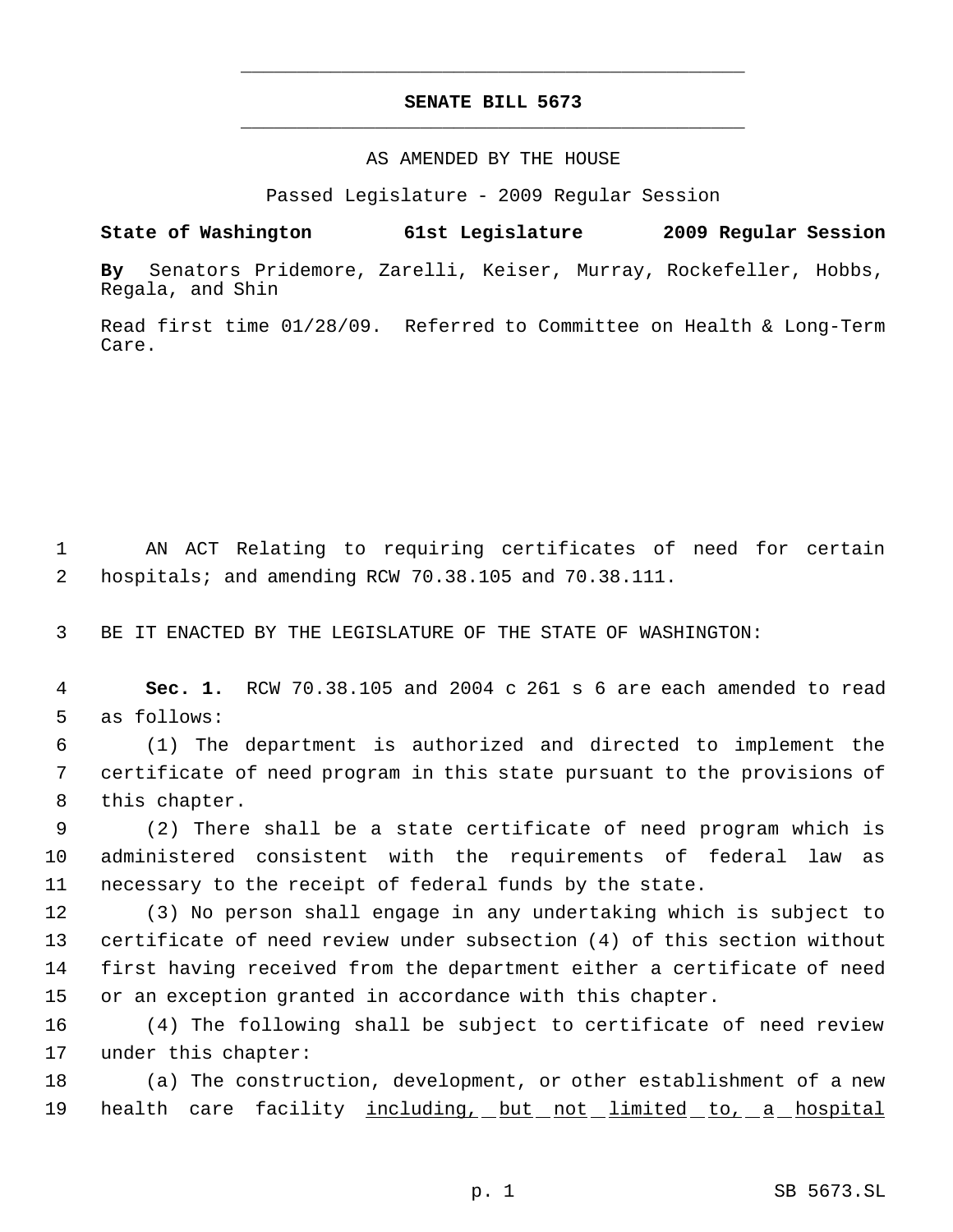# SENATE BILL 5673

AS AMENDED BY THE HOUSE

Passed Legislature - 2009 Regular Session

**State of Washington 61st Legislature 2009 Regular Session**

**By** Senators Pridemore, Zarelli, Keiser, Murray, Rockefeller, Hobbs, Regala, and Shin

Read first time 01/28/09. Referred to Committee on Health & Long-Term Care.

AN ACT Relating to requiring certificates of need for certain hospitals; and amending RCW 70.38.105 and 70.38.111.

BE IT ENACTED BY THE LEGISLATURE OF THE STATE OF WASHINGTON:

**Sec. 1.** RCW 70.38.105 and 2004 c 261 s 6 are each amended to read as follows:

(1) The department is authorized and directed to implement the certificate of need program in this state pursuant to the provisions of this chapter.

(2) There shall be a state certificate of need program which is administered consistent with the requirements of federal law as necessary to the receipt of federal funds by the state.

(3) No person shall engage in any undertaking which is subject to certificate of need review under subsection (4) of this section without first having received from the department either a certificate of need or an exception granted in accordance with this chapter.

(4) The following shall be subject to certificate of need review under this chapter:

(a) The construction, development, or other establishment of a new health care facility <u>including, but not limited to, a hospital</u>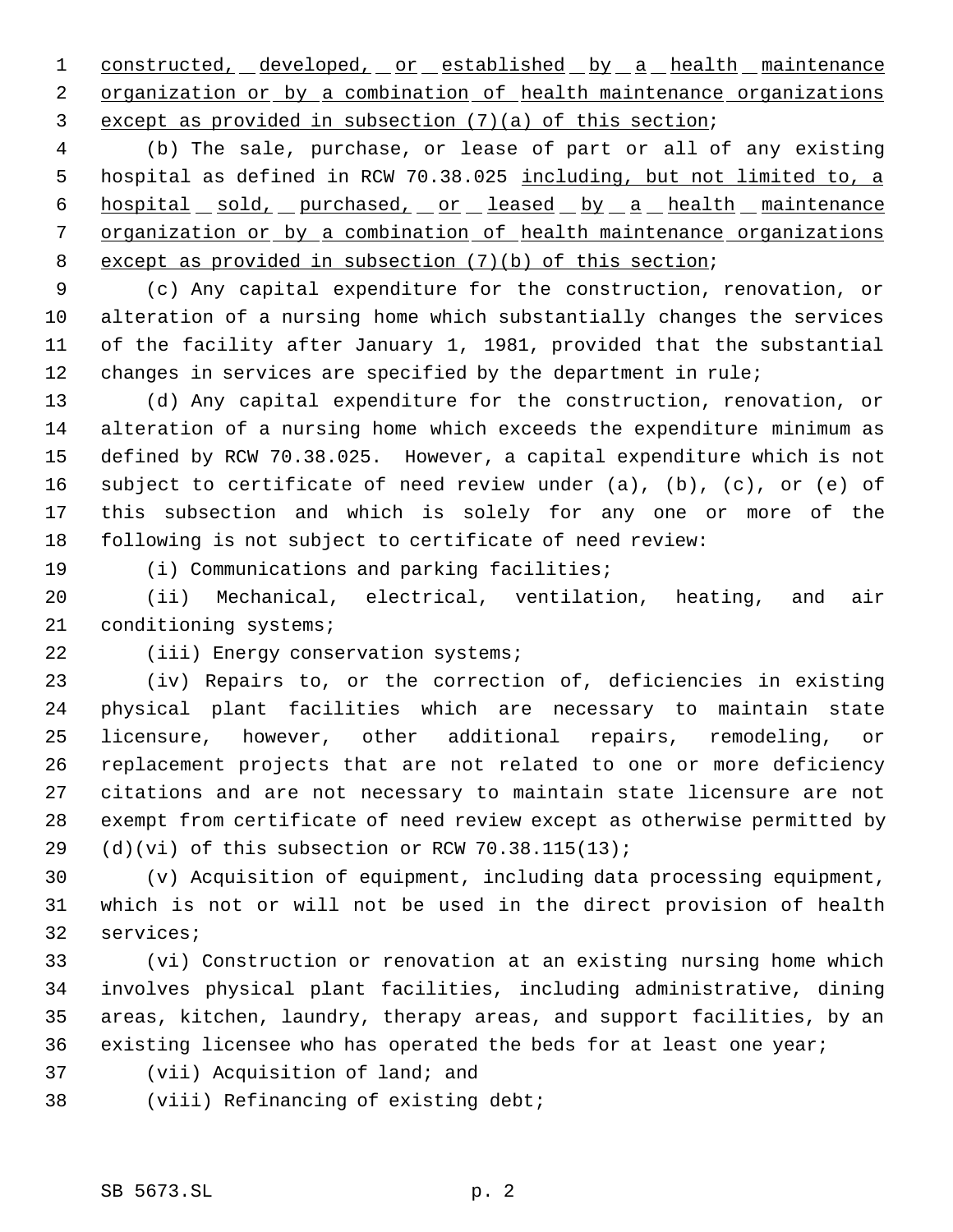constructed, developed, or established by a health maintenance organization or by a combination of health maintenance organizations except as provided in subsection (7)(a) of this section;

(b) The sale, purchase, or lease of part or all of any existing hospital as defined in RCW 70.38.025 including, but not limited to, a hospital sold, purchased, or leased by a health maintenance organization or by a combination of health maintenance organizations except as provided in subsection (7)(b) of this section;

(c) Any capital expenditure for the construction, renovation, or alteration of a nursing home which substantially changes the services of the facility after January 1, 1981, provided that the substantial changes in services are specified by the department in rule;

(d) Any capital expenditure for the construction, renovation, or alteration of a nursing home which exceeds the expenditure minimum as defined by RCW 70.38.025. However, a capital expenditure which is not subject to certificate of need review under (a), (b), (c), or (e) of this subsection and which is solely for any one or more of the following is not subject to certificate of need review:

(i) Communications and parking facilities;

(ii) Mechanical, electrical, ventilation, heating, and air conditioning systems;

(iii) Energy conservation systems;

(iv) Repairs to, or the correction of, deficiencies in existing physical plant facilities which are necessary to maintain state licensure, however, other additional repairs, remodeling, or replacement projects that are not related to one or more deficiency citations and are not necessary to maintain state licensure are not exempt from certificate of need review except as otherwise permitted by (d)(vi) of this subsection or RCW 70.38.115(13);

(v) Acquisition of equipment, including data processing equipment, which is not or will not be used in the direct provision of health services;

(vi) Construction or renovation at an existing nursing home which involves physical plant facilities, including administrative, dining areas, kitchen, laundry, therapy areas, and support facilities, by an existing licensee who has operated the beds for at least one year;

(vii) Acquisition of land; and

(viii) Refinancing of existing debt;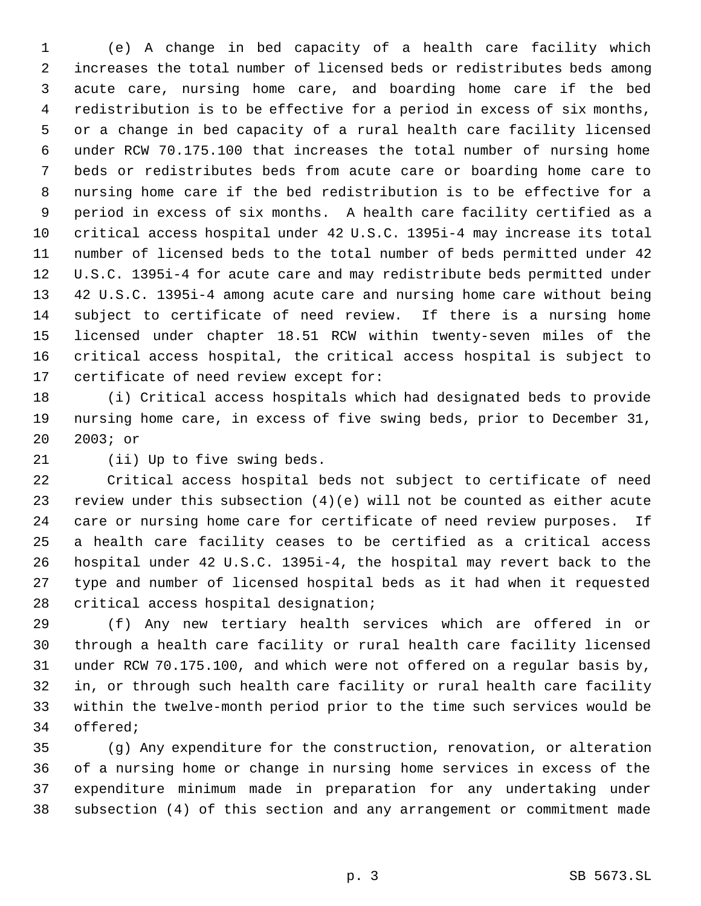(e) A change in bed capacity of a health care facility which increases the total number of licensed beds or redistributes beds among acute care, nursing home care, and boarding home care if the bed redistribution is to be effective for a period in excess of six months, or a change in bed capacity of a rural health care facility licensed under RCW 70.175.100 that increases the total number of nursing home beds or redistributes beds from acute care or boarding home care to nursing home care if the bed redistribution is to be effective for a period in excess of six months. A health care facility certified as a critical access hospital under 42 U.S.C. 1395i-4 may increase its total number of licensed beds to the total number of beds permitted under 42 U.S.C. 1395i-4 for acute care and may redistribute beds permitted under 42 U.S.C. 1395i-4 among acute care and nursing home care without being subject to certificate of need review. If there is a nursing home licensed under chapter 18.51 RCW within twenty-seven miles of the critical access hospital, the critical access hospital is subject to certificate of need review except for:

(i) Critical access hospitals which had designated beds to provide nursing home care, in excess of five swing beds, prior to December 31, 2003; or

(ii) Up to five swing beds.

Critical access hospital beds not subject to certificate of need review under this subsection (4)(e) will not be counted as either acute care or nursing home care for certificate of need review purposes. If a health care facility ceases to be certified as a critical access hospital under 42 U.S.C. 1395i-4, the hospital may revert back to the type and number of licensed hospital beds as it had when it requested critical access hospital designation;

(f) Any new tertiary health services which are offered in or through a health care facility or rural health care facility licensed under RCW 70.175.100, and which were not offered on a regular basis by, in, or through such health care facility or rural health care facility within the twelve-month period prior to the time such services would be offered;

(g) Any expenditure for the construction, renovation, or alteration of a nursing home or change in nursing home services in excess of the expenditure minimum made in preparation for any undertaking under subsection (4) of this section and any arrangement or commitment made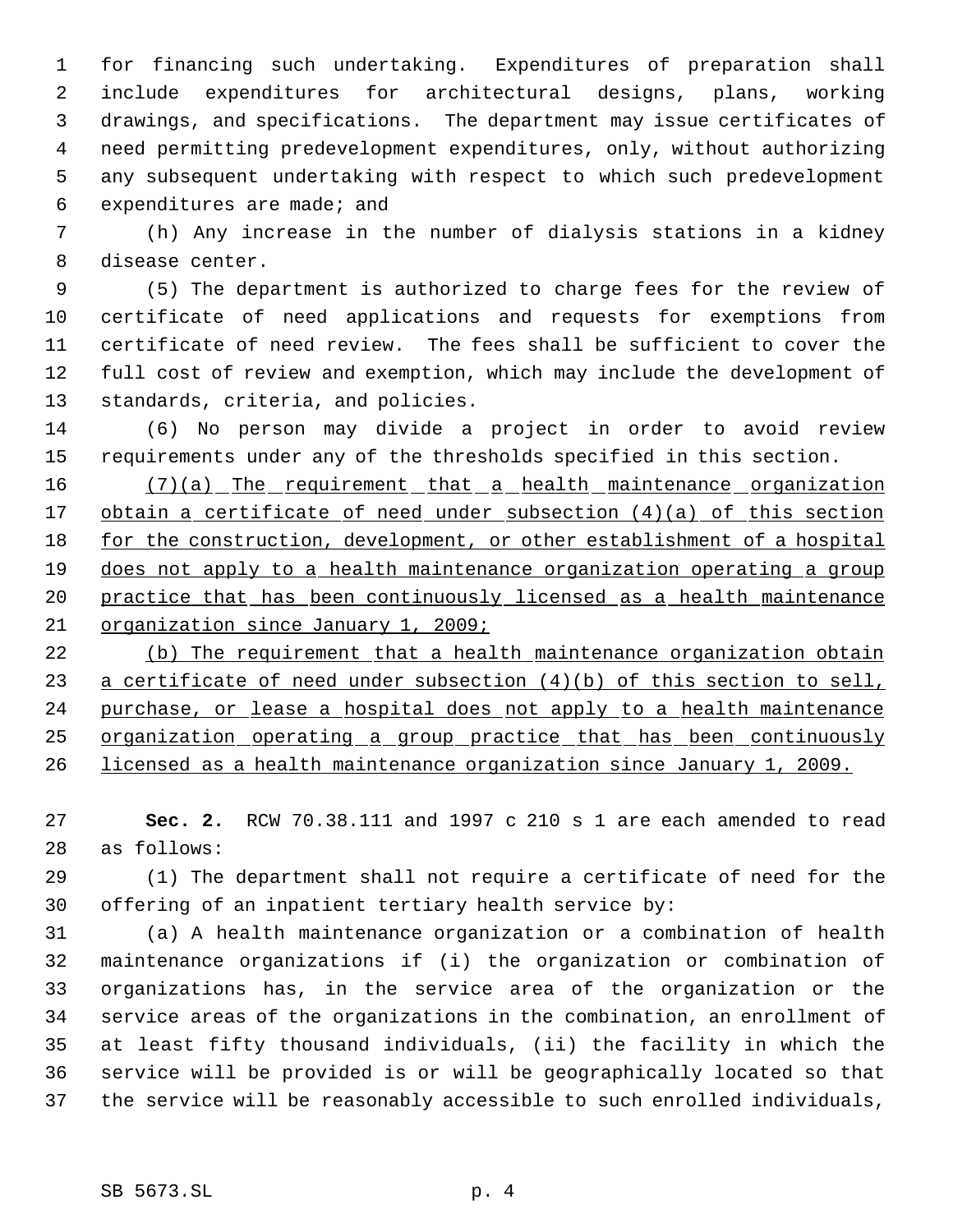for financing such undertaking. Expenditures of preparation shall include expenditures for architectural designs, plans, working drawings, and specifications. The department may issue certificates of need permitting predevelopment expenditures, only, without authorizing any subsequent undertaking with respect to which such predevelopment expenditures are made; and

(h) Any increase in the number of dialysis stations in a kidney disease center.

(5) The department is authorized to charge fees for the review of certificate of need applications and requests for exemptions from certificate of need review. The fees shall be sufficient to cover the full cost of review and exemption, which may include the development of standards, criteria, and policies.

(6) No person may divide a project in order to avoid review requirements under any of the thresholds specified in this section.

<u>(7)(a) The requirement that a health maintenance organization obtain a certificate of need under subsection (4)(a) of this section for the construction, development, or other establishment of a hospital does not apply to a health maintenance organization operating a group practice that has been continuously licensed as a health maintenance organization since January 1, 2009;</u>

<u>(b) The requirement that a health maintenance organization obtain a certificate of need under subsection (4)(b) of this section to sell, purchase, or lease a hospital does not apply to a health maintenance organization operating a group practice that has been continuously licensed as a health maintenance organization since January 1, 2009.</u>

**Sec. 2.** RCW 70.38.111 and 1997 c 210 s 1 are each amended to read as follows:

(1) The department shall not require a certificate of need for the offering of an inpatient tertiary health service by:

(a) A health maintenance organization or a combination of health maintenance organizations if (i) the organization or combination of organizations has, in the service area of the organization or the service areas of the organizations in the combination, an enrollment of at least fifty thousand individuals, (ii) the facility in which the service will be provided is or will be geographically located so that the service will be reasonably accessible to such enrolled individuals,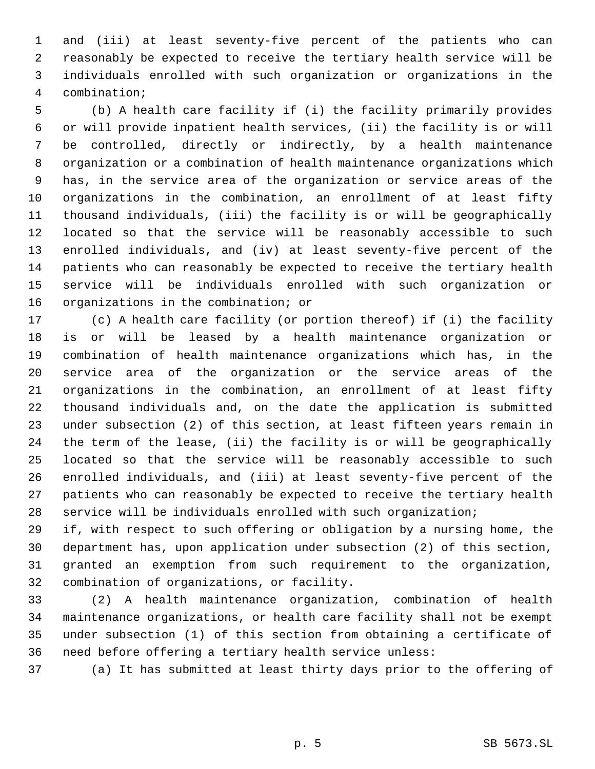and (iii) at least seventy-five percent of the patients who can reasonably be expected to receive the tertiary health service will be individuals enrolled with such organization or organizations in the combination;

(b) A health care facility if (i) the facility primarily provides or will provide inpatient health services, (ii) the facility is or will be controlled, directly or indirectly, by a health maintenance organization or a combination of health maintenance organizations which has, in the service area of the organization or service areas of the organizations in the combination, an enrollment of at least fifty thousand individuals, (iii) the facility is or will be geographically located so that the service will be reasonably accessible to such enrolled individuals, and (iv) at least seventy-five percent of the patients who can reasonably be expected to receive the tertiary health service will be individuals enrolled with such organization or organizations in the combination; or

(c) A health care facility (or portion thereof) if (i) the facility is or will be leased by a health maintenance organization or combination of health maintenance organizations which has, in the service area of the organization or the service areas of the organizations in the combination, an enrollment of at least fifty thousand individuals and, on the date the application is submitted under subsection (2) of this section, at least fifteen years remain in the term of the lease, (ii) the facility is or will be geographically located so that the service will be reasonably accessible to such enrolled individuals, and (iii) at least seventy-five percent of the patients who can reasonably be expected to receive the tertiary health service will be individuals enrolled with such organization;

if, with respect to such offering or obligation by a nursing home, the department has, upon application under subsection (2) of this section, granted an exemption from such requirement to the organization, combination of organizations, or facility.

(2) A health maintenance organization, combination of health maintenance organizations, or health care facility shall not be exempt under subsection (1) of this section from obtaining a certificate of need before offering a tertiary health service unless:

(a) It has submitted at least thirty days prior to the offering of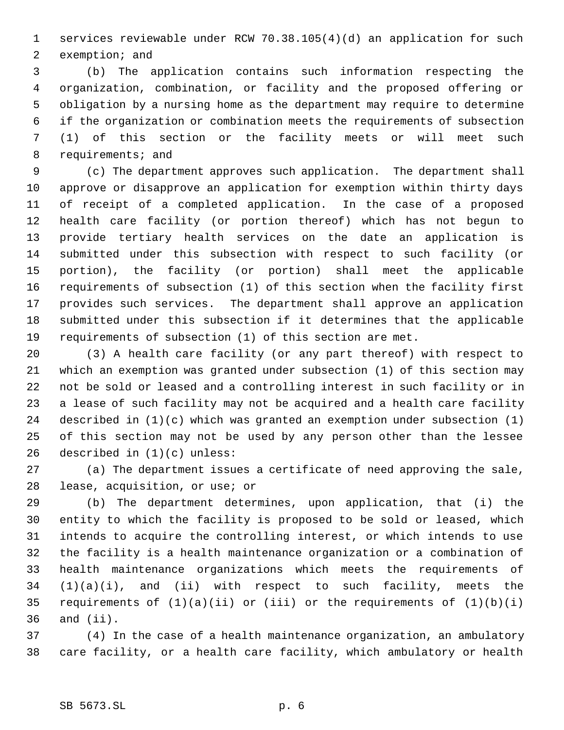services reviewable under RCW 70.38.105(4)(d) an application for such exemption; and

(b) The application contains such information respecting the organization, combination, or facility and the proposed offering or obligation by a nursing home as the department may require to determine if the organization or combination meets the requirements of subsection (1) of this section or the facility meets or will meet such requirements; and

(c) The department approves such application. The department shall approve or disapprove an application for exemption within thirty days of receipt of a completed application. In the case of a proposed health care facility (or portion thereof) which has not begun to provide tertiary health services on the date an application is submitted under this subsection with respect to such facility (or portion), the facility (or portion) shall meet the applicable requirements of subsection (1) of this section when the facility first provides such services. The department shall approve an application submitted under this subsection if it determines that the applicable requirements of subsection (1) of this section are met.

(3) A health care facility (or any part thereof) with respect to which an exemption was granted under subsection (1) of this section may not be sold or leased and a controlling interest in such facility or in a lease of such facility may not be acquired and a health care facility described in (1)(c) which was granted an exemption under subsection (1) of this section may not be used by any person other than the lessee described in (1)(c) unless:

(a) The department issues a certificate of need approving the sale, lease, acquisition, or use; or

(b) The department determines, upon application, that (i) the entity to which the facility is proposed to be sold or leased, which intends to acquire the controlling interest, or which intends to use the facility is a health maintenance organization or a combination of health maintenance organizations which meets the requirements of (1)(a)(i), and (ii) with respect to such facility, meets the requirements of (1)(a)(ii) or (iii) or the requirements of (1)(b)(i) and (ii).

(4) In the case of a health maintenance organization, an ambulatory care facility, or a health care facility, which ambulatory or health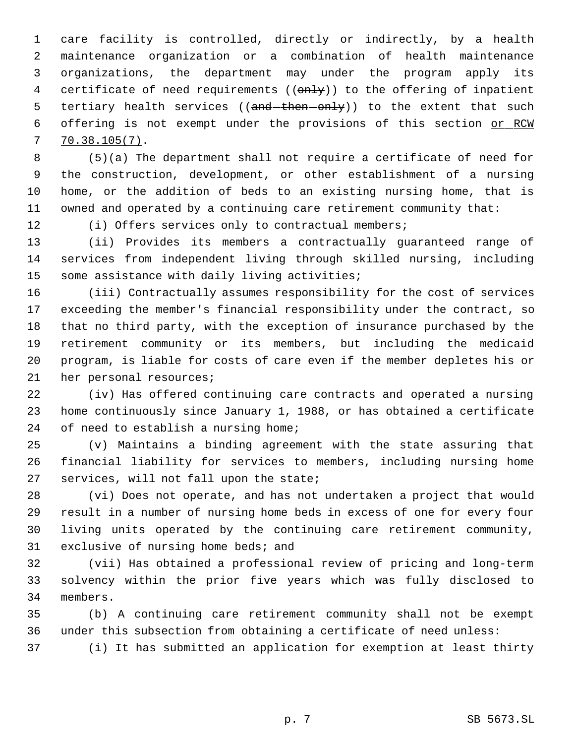care facility is controlled, directly or indirectly, by a health maintenance organization or a combination of health maintenance organizations, the department may under the program apply its certificate of need requirements ((~~only~~)) to the offering of inpatient tertiary health services ((~~and then only~~)) to the extent that such offering is not exempt under the provisions of this section <u>or RCW 70.38.105(7)</u>.

(5)(a) The department shall not require a certificate of need for the construction, development, or other establishment of a nursing home, or the addition of beds to an existing nursing home, that is owned and operated by a continuing care retirement community that:

(i) Offers services only to contractual members;

(ii) Provides its members a contractually guaranteed range of services from independent living through skilled nursing, including some assistance with daily living activities;

(iii) Contractually assumes responsibility for the cost of services exceeding the member's financial responsibility under the contract, so that no third party, with the exception of insurance purchased by the retirement community or its members, but including the medicaid program, is liable for costs of care even if the member depletes his or her personal resources;

(iv) Has offered continuing care contracts and operated a nursing home continuously since January 1, 1988, or has obtained a certificate of need to establish a nursing home;

(v) Maintains a binding agreement with the state assuring that financial liability for services to members, including nursing home services, will not fall upon the state;

(vi) Does not operate, and has not undertaken a project that would result in a number of nursing home beds in excess of one for every four living units operated by the continuing care retirement community, exclusive of nursing home beds; and

(vii) Has obtained a professional review of pricing and long-term solvency within the prior five years which was fully disclosed to members.

(b) A continuing care retirement community shall not be exempt under this subsection from obtaining a certificate of need unless:

(i) It has submitted an application for exemption at least thirty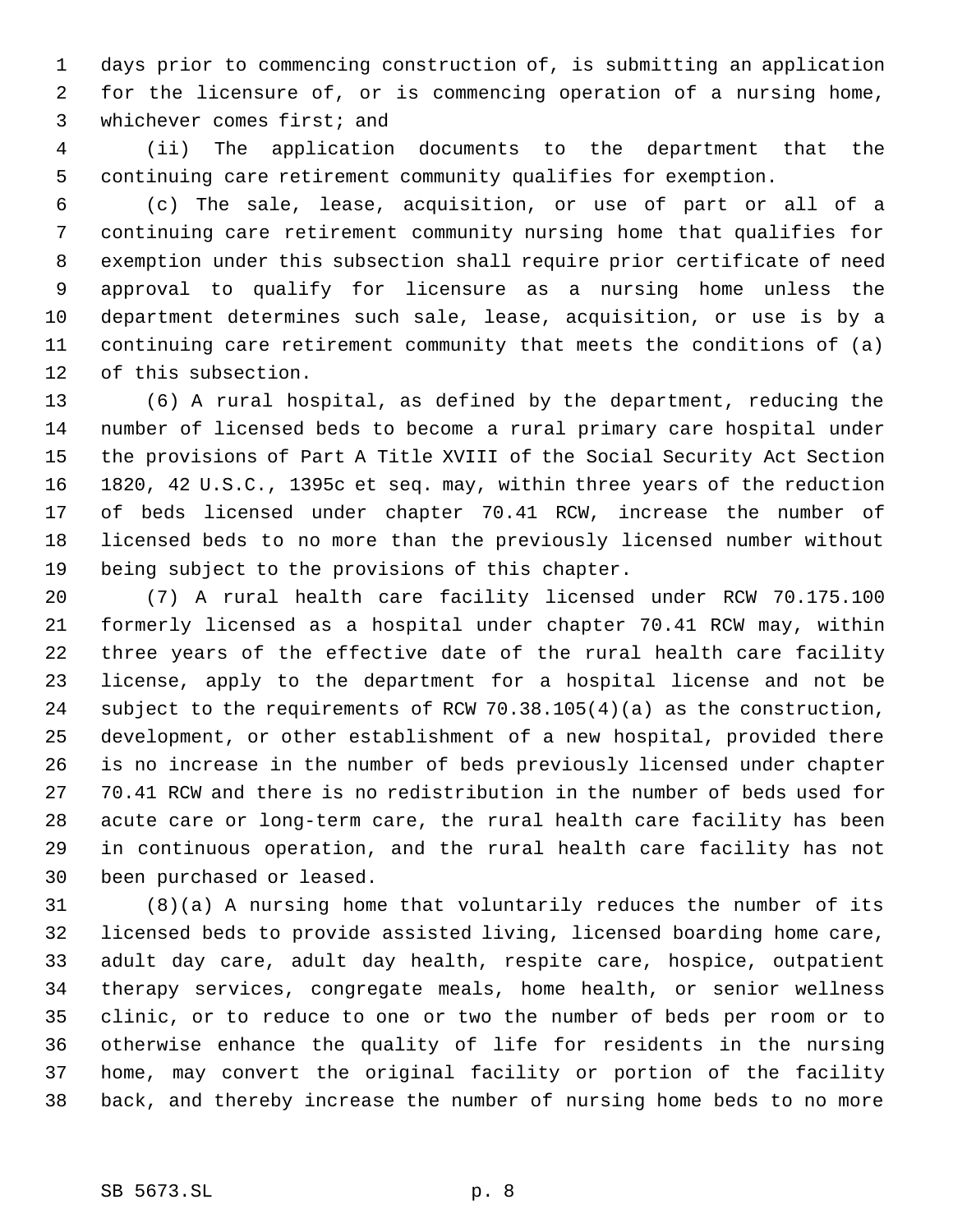days prior to commencing construction of, is submitting an application for the licensure of, or is commencing operation of a nursing home, whichever comes first; and

(ii) The application documents to the department that the continuing care retirement community qualifies for exemption.

(c) The sale, lease, acquisition, or use of part or all of a continuing care retirement community nursing home that qualifies for exemption under this subsection shall require prior certificate of need approval to qualify for licensure as a nursing home unless the department determines such sale, lease, acquisition, or use is by a continuing care retirement community that meets the conditions of (a) of this subsection.

(6) A rural hospital, as defined by the department, reducing the number of licensed beds to become a rural primary care hospital under the provisions of Part A Title XVIII of the Social Security Act Section 1820, 42 U.S.C., 1395c et seq. may, within three years of the reduction of beds licensed under chapter 70.41 RCW, increase the number of licensed beds to no more than the previously licensed number without being subject to the provisions of this chapter.

(7) A rural health care facility licensed under RCW 70.175.100 formerly licensed as a hospital under chapter 70.41 RCW may, within three years of the effective date of the rural health care facility license, apply to the department for a hospital license and not be subject to the requirements of RCW 70.38.105(4)(a) as the construction, development, or other establishment of a new hospital, provided there is no increase in the number of beds previously licensed under chapter 70.41 RCW and there is no redistribution in the number of beds used for acute care or long-term care, the rural health care facility has been in continuous operation, and the rural health care facility has not been purchased or leased.

(8)(a) A nursing home that voluntarily reduces the number of its licensed beds to provide assisted living, licensed boarding home care, adult day care, adult day health, respite care, hospice, outpatient therapy services, congregate meals, home health, or senior wellness clinic, or to reduce to one or two the number of beds per room or to otherwise enhance the quality of life for residents in the nursing home, may convert the original facility or portion of the facility back, and thereby increase the number of nursing home beds to no more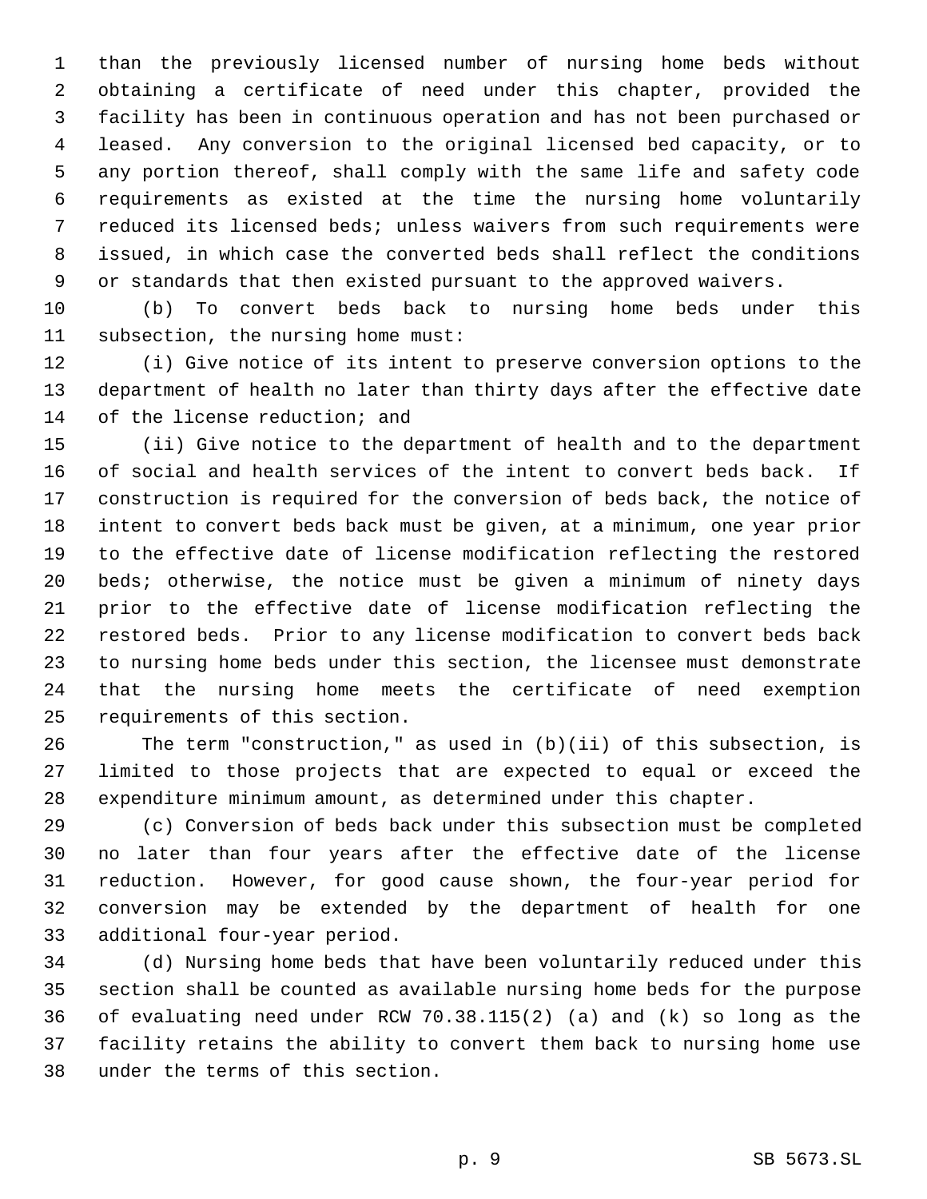than the previously licensed number of nursing home beds without obtaining a certificate of need under this chapter, provided the facility has been in continuous operation and has not been purchased or leased. Any conversion to the original licensed bed capacity, or to any portion thereof, shall comply with the same life and safety code requirements as existed at the time the nursing home voluntarily reduced its licensed beds; unless waivers from such requirements were issued, in which case the converted beds shall reflect the conditions or standards that then existed pursuant to the approved waivers.

(b) To convert beds back to nursing home beds under this subsection, the nursing home must:

(i) Give notice of its intent to preserve conversion options to the department of health no later than thirty days after the effective date of the license reduction; and

(ii) Give notice to the department of health and to the department of social and health services of the intent to convert beds back. If construction is required for the conversion of beds back, the notice of intent to convert beds back must be given, at a minimum, one year prior to the effective date of license modification reflecting the restored beds; otherwise, the notice must be given a minimum of ninety days prior to the effective date of license modification reflecting the restored beds. Prior to any license modification to convert beds back to nursing home beds under this section, the licensee must demonstrate that the nursing home meets the certificate of need exemption requirements of this section.

The term "construction," as used in (b)(ii) of this subsection, is limited to those projects that are expected to equal or exceed the expenditure minimum amount, as determined under this chapter.

(c) Conversion of beds back under this subsection must be completed no later than four years after the effective date of the license reduction. However, for good cause shown, the four-year period for conversion may be extended by the department of health for one additional four-year period.

(d) Nursing home beds that have been voluntarily reduced under this section shall be counted as available nursing home beds for the purpose of evaluating need under RCW 70.38.115(2) (a) and (k) so long as the facility retains the ability to convert them back to nursing home use under the terms of this section.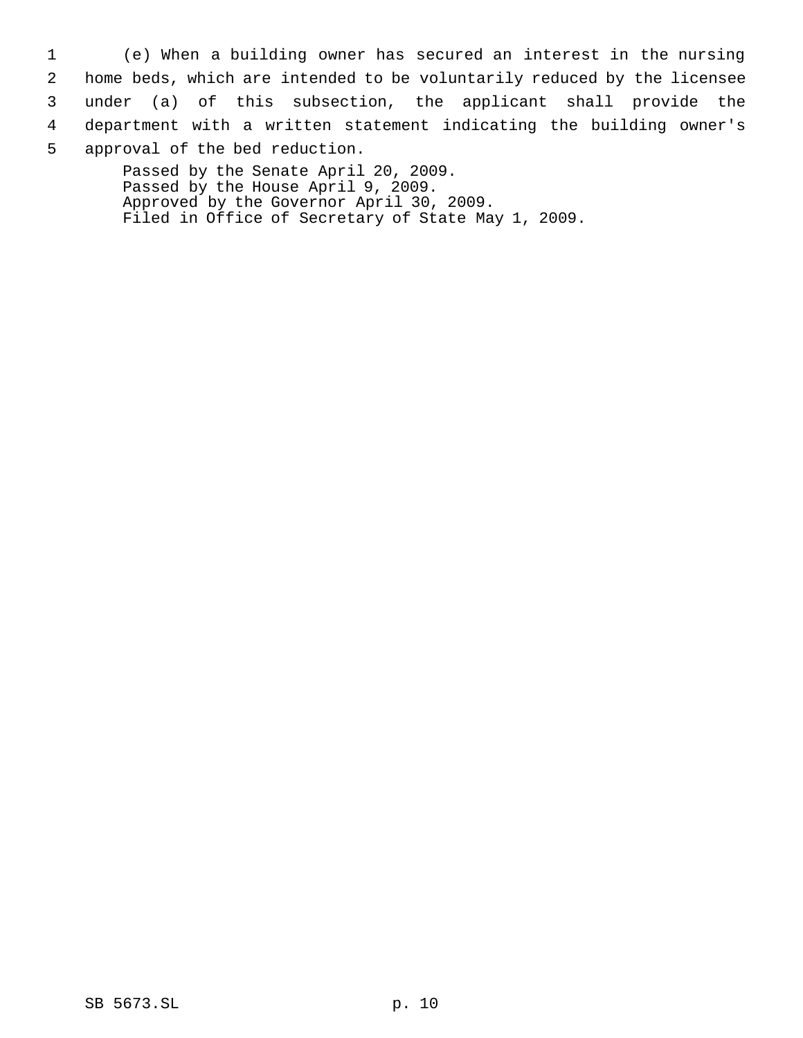(e) When a building owner has secured an interest in the nursing home beds, which are intended to be voluntarily reduced by the licensee under (a) of this subsection, the applicant shall provide the department with a written statement indicating the building owner's approval of the bed reduction.

Passed by the Senate April 20, 2009.
Passed by the House April 9, 2009.
Approved by the Governor April 30, 2009.
Filed in Office of Secretary of State May 1, 2009.